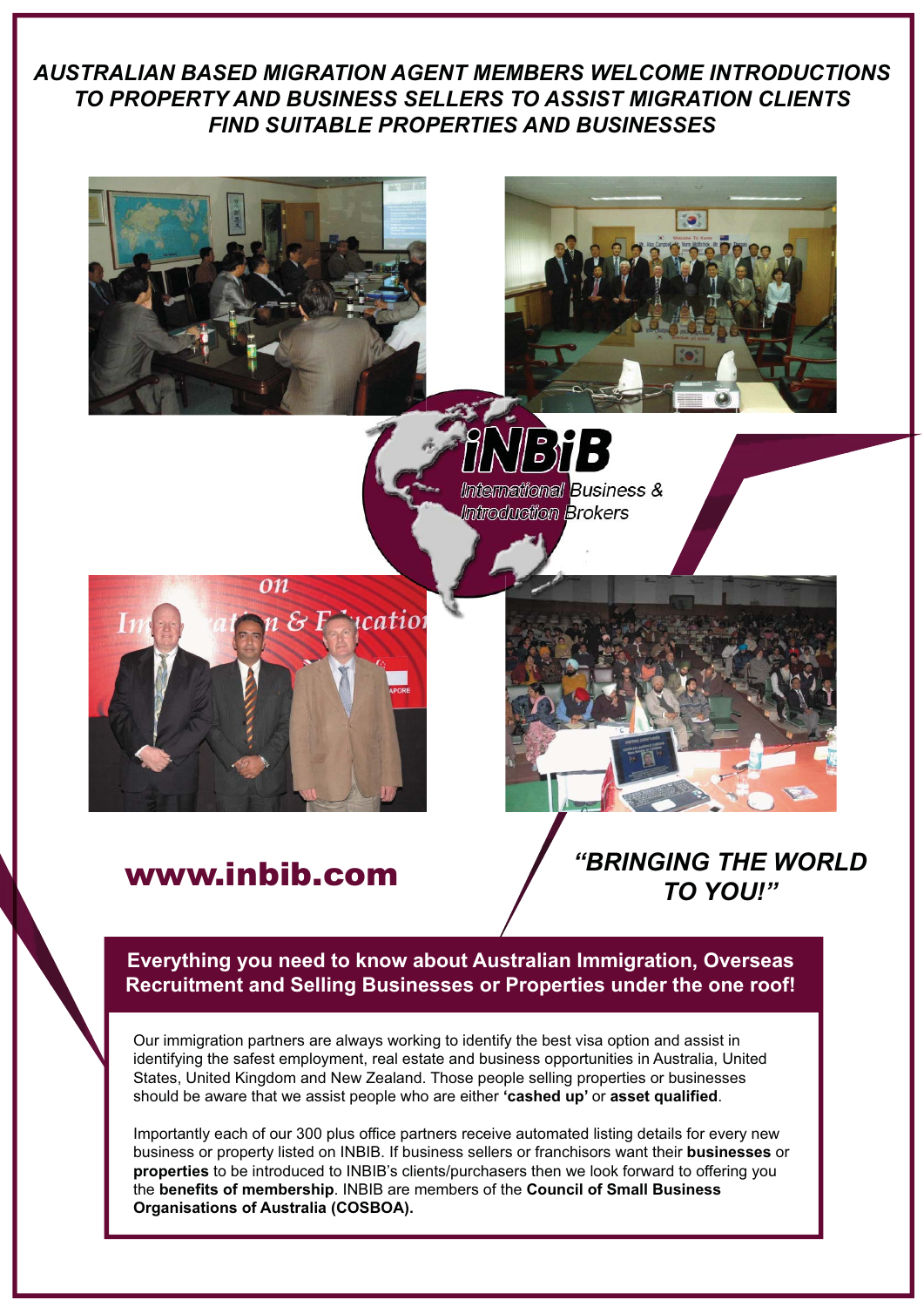# AUSTRALIAN BASED MIGRATION AGENT MEMBERS WELCOME INTRODUCTIONS TO PROPERTY AND BUSINESS SELLERS TO ASSIST MIGRATION CLIENTS FIND SUITABLE PROPERTIES AND BUSINESSES

**iNBiB**

International Business & Introduction Brokers

**www.inbib.com**

***"BRINGING THE WORLD TO YOU!"***

## Everything you need to know about Australian Immigration, Overseas Recruitment and Selling Businesses or Properties under the one roof!

Our immigration partners are always working to identify the best visa option and assist in identifying the safest employment, real estate and business opportunities in Australia, United States, United Kingdom and New Zealand. Those people selling properties or businesses should be aware that we assist people who are either **'cashed up'** or **asset qualified**.

Importantly each of our 300 plus office partners receive automated listing details for every new business or property listed on INBIB. If business sellers or franchisors want their **businesses** or **properties** to be introduced to INBIB's clients/purchasers then we look forward to offering you the **benefits of membership**. INBIB are members of the **Council of Small Business Organisations of Australia (COSBOA).**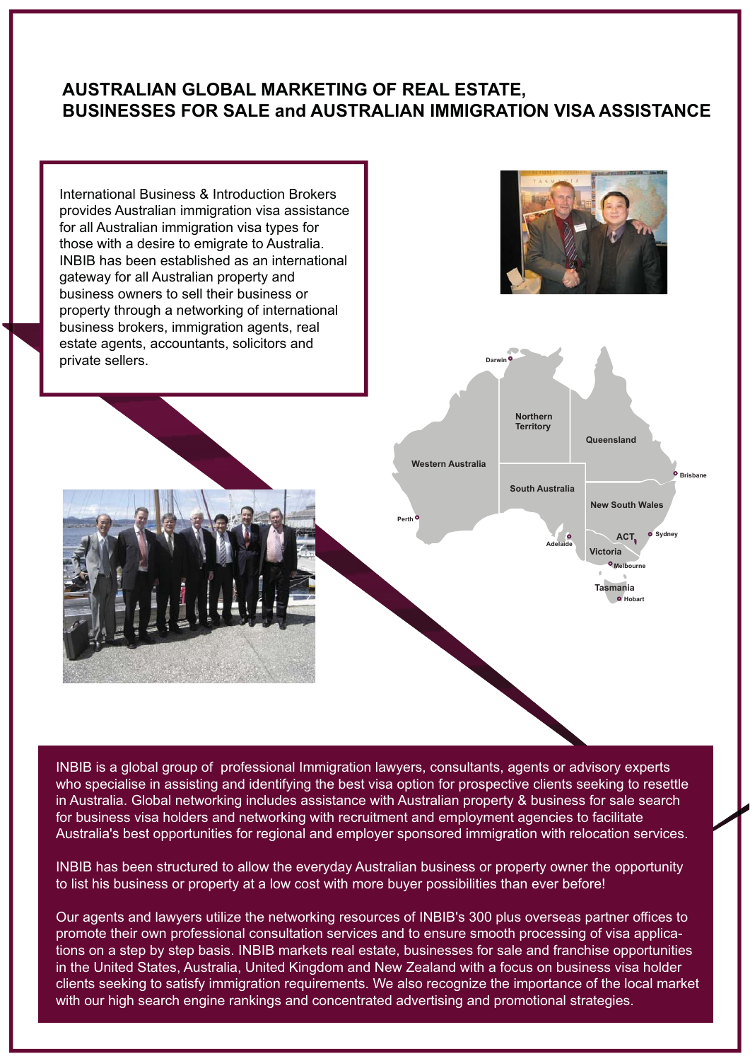# AUSTRALIAN GLOBAL MARKETING OF REAL ESTATE, BUSINESSES FOR SALE and AUSTRALIAN IMMIGRATION VISA ASSISTANCE

International Business & Introduction Brokers provides Australian immigration visa assistance for all Australian immigration visa types for those with a desire to emigrate to Australia. INBIB has been established as an international gateway for all Australian property and business owners to sell their business or property through a networking of international business brokers, immigration agents, real estate agents, accountants, solicitors and private sellers.

INBIB is a global group of professional Immigration lawyers, consultants, agents or advisory experts who specialise in assisting and identifying the best visa option for prospective clients seeking to resettle in Australia. Global networking includes assistance with Australian property & business for sale search for business visa holders and networking with recruitment and employment agencies to facilitate Australia's best opportunities for regional and employer sponsored immigration with relocation services.

INBIB has been structured to allow the everyday Australian business or property owner the opportunity to list his business or property at a low cost with more buyer possibilities than ever before!

Our agents and lawyers utilize the networking resources of INBIB's 300 plus overseas partner offices to promote their own professional consultation services and to ensure smooth processing of visa applications on a step by step basis. INBIB markets real estate, businesses for sale and franchise opportunities in the United States, Australia, United Kingdom and New Zealand with a focus on business visa holder clients seeking to satisfy immigration requirements. We also recognize the importance of the local market with our high search engine rankings and concentrated advertising and promotional strategies.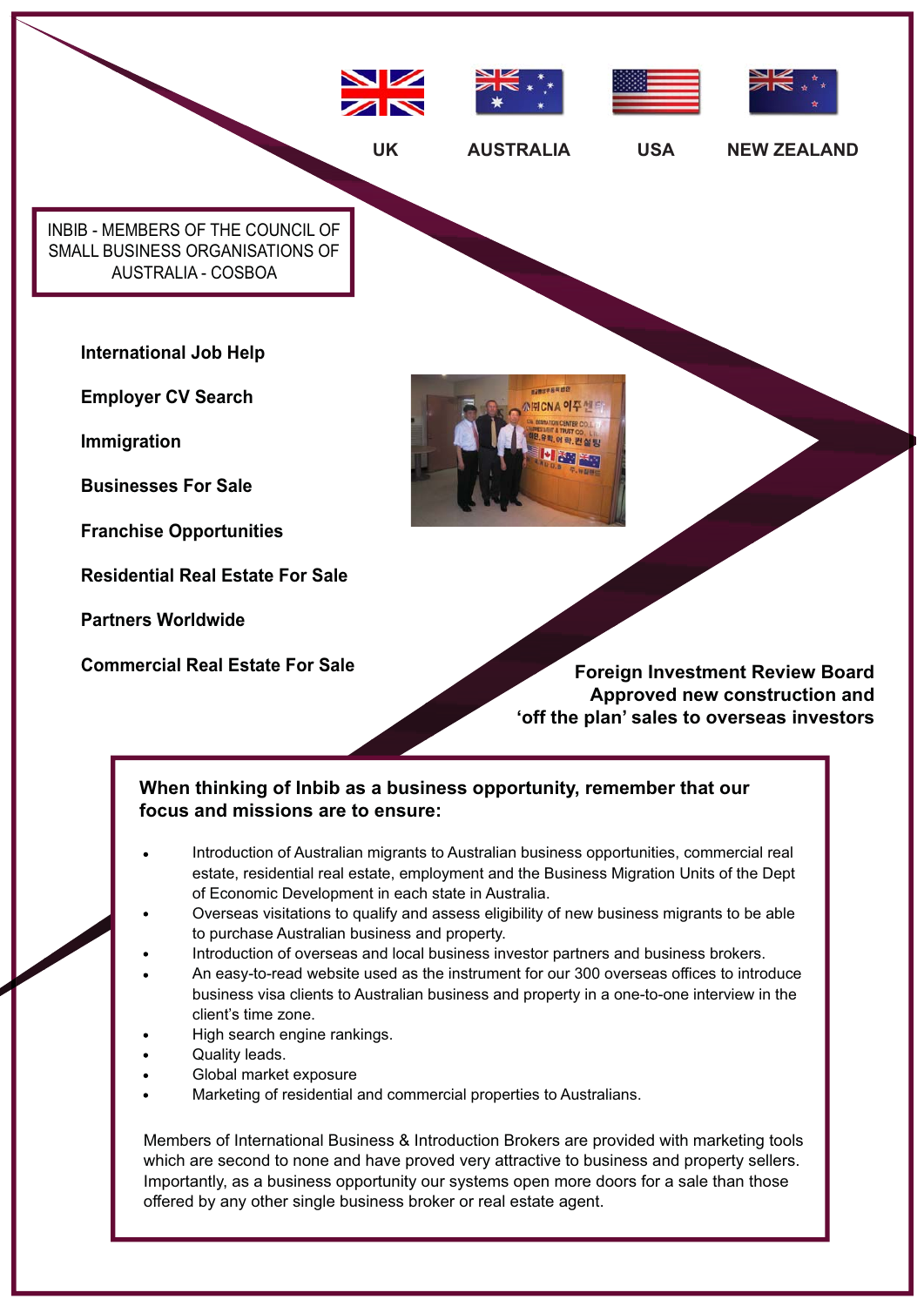UK AUSTRALIA USA NEW ZEALAND

INBIB - MEMBERS OF THE COUNCIL OF SMALL BUSINESS ORGANISATIONS OF AUSTRALIA - COSBOA

**International Job Help**

**Employer CV Search**

**Immigration**

**Businesses For Sale**

**Franchise Opportunities**

**Residential Real Estate For Sale**

**Partners Worldwide**

**Commercial Real Estate For Sale**

**Foreign Investment Review Board Approved new construction and 'off the plan' sales to overseas investors**

**When thinking of Inbib as a business opportunity, remember that our focus and missions are to ensure:**

- Introduction of Australian migrants to Australian business opportunities, commercial real estate, residential real estate, employment and the Business Migration Units of the Dept of Economic Development in each state in Australia.
- Overseas visitations to qualify and assess eligibility of new business migrants to be able to purchase Australian business and property.
- Introduction of overseas and local business investor partners and business brokers.
- An easy-to-read website used as the instrument for our 300 overseas offices to introduce business visa clients to Australian business and property in a one-to-one interview in the client's time zone.
- High search engine rankings.
- Quality leads.
- Global market exposure
- Marketing of residential and commercial properties to Australians.

Members of International Business & Introduction Brokers are provided with marketing tools which are second to none and have proved very attractive to business and property sellers. Importantly, as a business opportunity our systems open more doors for a sale than those offered by any other single business broker or real estate agent.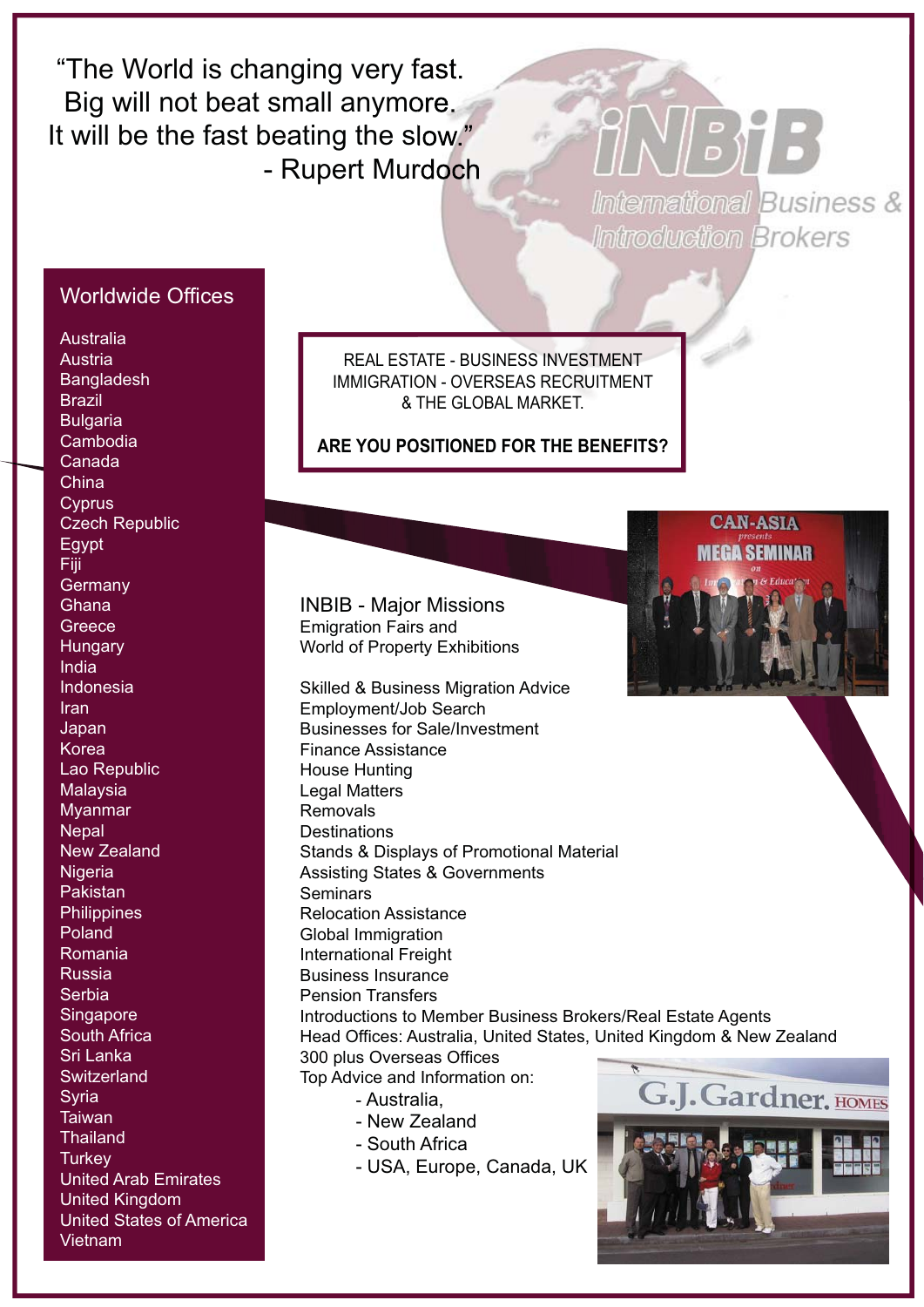"The World is changing very fast.
Big will not beat small anymore.
It will be the fast beating the slow."
- Rupert Murdoch

# iNBiB

International Business & Introduction Brokers

## Worldwide Offices

Australia
Austria
Bangladesh
Brazil
Bulgaria
Cambodia
Canada
China
Cyprus
Czech Republic
Egypt
Fiji
Germany
Ghana
Greece
Hungary
India
Indonesia
Iran
Japan
Korea
Lao Republic
Malaysia
Myanmar
Nepal
New Zealand
Nigeria
Pakistan
Philippines
Poland
Romania
Russia
Serbia
Singapore
South Africa
Sri Lanka
Switzerland
Syria
Taiwan
Thailand
Turkey
United Arab Emirates
United Kingdom
United States of America
Vietnam

REAL ESTATE - BUSINESS INVESTMENT
IMMIGRATION - OVERSEAS RECRUITMENT
& THE GLOBAL MARKET.

**ARE YOU POSITIONED FOR THE BENEFITS?**

CAN-ASIA presents MEGA SEMINAR on Immigration & Education

## INBIB - Major Missions

Emigration Fairs and
World of Property Exhibitions

Skilled & Business Migration Advice
Employment/Job Search
Businesses for Sale/Investment
Finance Assistance
House Hunting
Legal Matters
Removals
Destinations
Stands & Displays of Promotional Material
Assisting States & Governments
Seminars
Relocation Assistance
Global Immigration
International Freight
Business Insurance
Pension Transfers
Introductions to Member Business Brokers/Real Estate Agents
Head Offices: Australia, United States, United Kingdom & New Zealand
300 plus Overseas Offices
Top Advice and Information on:

- Australia,
- New Zealand
- South Africa
- USA, Europe, Canada, UK

G.J.Gardner. HOMES